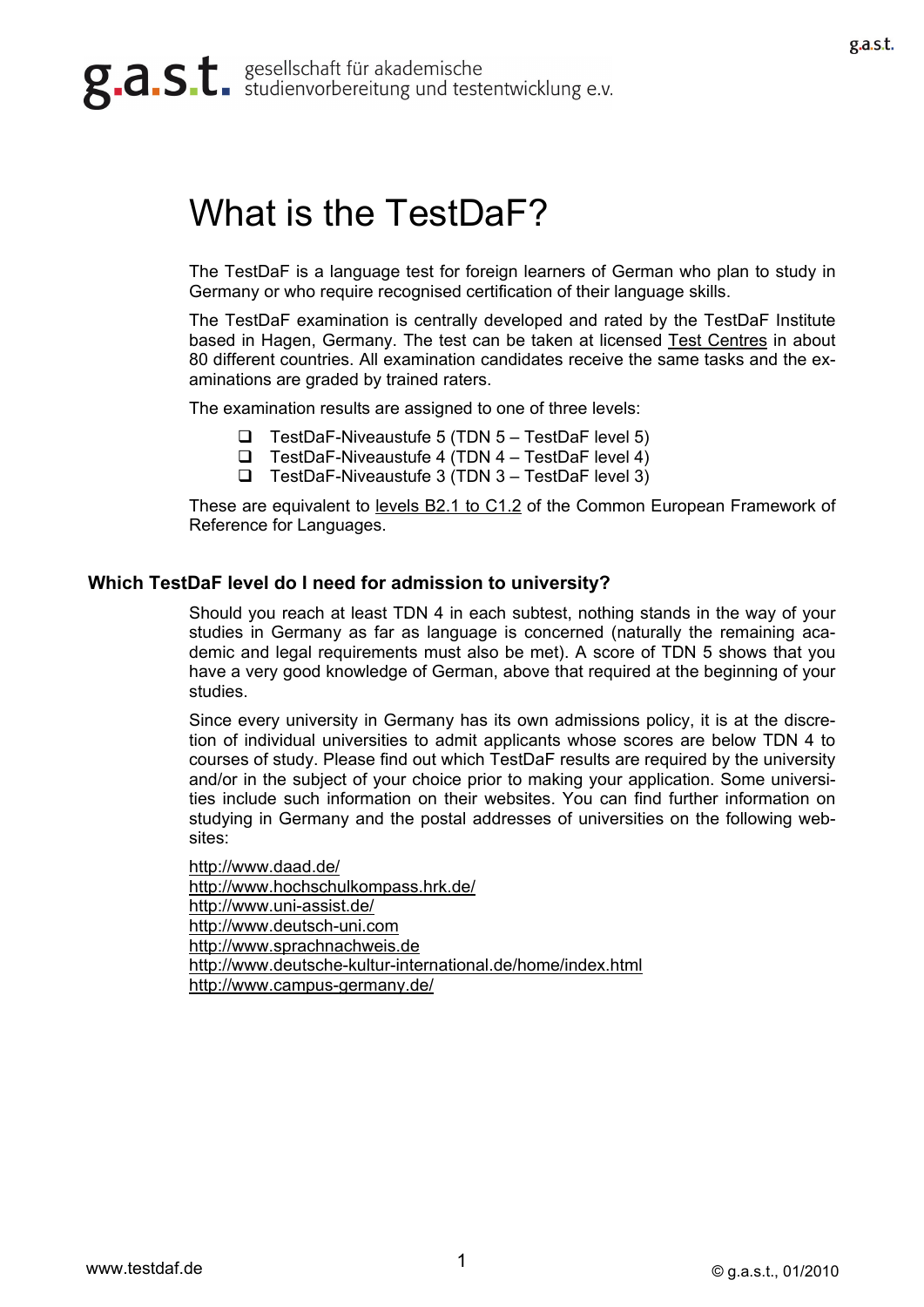g.a.s.t. gesellschaft für akademische studienvorbereitung und testentwicklung e.v.

# What is the TestDaF?

The TestDaF is a language test for foreign learners of German who plan to study in Germany or who require recognised certification of their language skills.

The TestDaF examination is centrally developed and rated by the TestDaF Institute based in Hagen, Germany. The test can be taken at licensed Test Centres in about 80 different countries. All examination candidates receive the same tasks and the examinations are graded by trained raters.

The examination results are assigned to one of three levels:

- TestDaF-Niveaustufe 5 (TDN 5 – TestDaF level 5)
- TestDaF-Niveaustufe 4 (TDN 4 – TestDaF level 4)
- TestDaF-Niveaustufe 3 (TDN 3 – TestDaF level 3)

These are equivalent to levels B2.1 to C1.2 of the Common European Framework of Reference for Languages.

## Which TestDaF level do I need for admission to university?

Should you reach at least TDN 4 in each subtest, nothing stands in the way of your studies in Germany as far as language is concerned (naturally the remaining academic and legal requirements must also be met). A score of TDN 5 shows that you have a very good knowledge of German, above that required at the beginning of your studies.

Since every university in Germany has its own admissions policy, it is at the discretion of individual universities to admit applicants whose scores are below TDN 4 to courses of study. Please find out which TestDaF results are required by the university and/or in the subject of your choice prior to making your application. Some universities include such information on their websites. You can find further information on studying in Germany and the postal addresses of universities on the following websites:

http://www.daad.de/
http://www.hochschulkompass.hrk.de/
http://www.uni-assist.de/
http://www.deutsch-uni.com
http://www.sprachnachweis.de
http://www.deutsche-kultur-international.de/home/index.html
http://www.campus-germany.de/

www.testdaf.de © g.a.s.t., 01/2010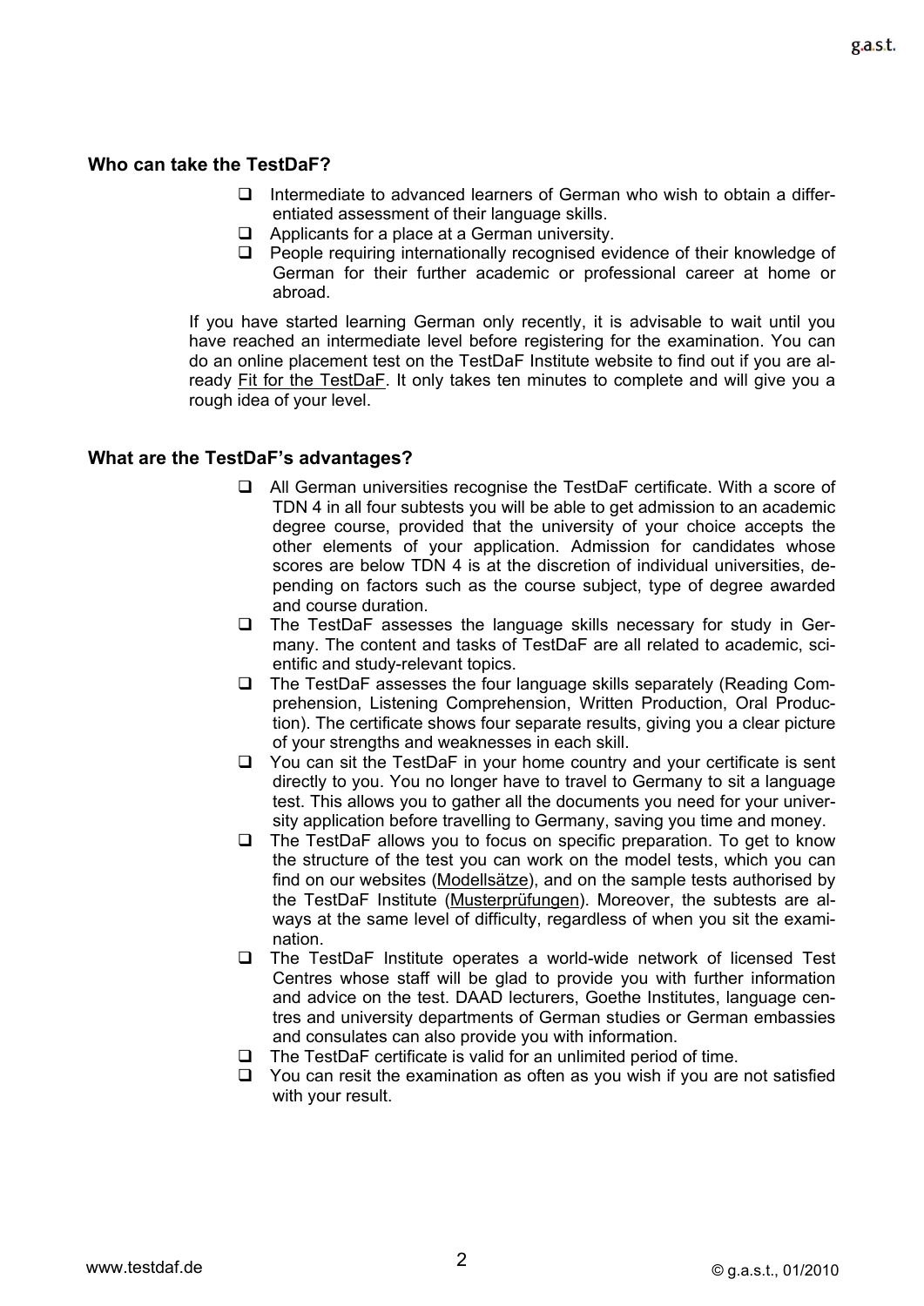## Who can take the TestDaF?

- Intermediate to advanced learners of German who wish to obtain a differentiated assessment of their language skills.
- Applicants for a place at a German university.
- People requiring internationally recognised evidence of their knowledge of German for their further academic or professional career at home or abroad.

If you have started learning German only recently, it is advisable to wait until you have reached an intermediate level before registering for the examination. You can do an online placement test on the TestDaF Institute website to find out if you are already Fit for the TestDaF. It only takes ten minutes to complete and will give you a rough idea of your level.

## What are the TestDaF's advantages?

- All German universities recognise the TestDaF certificate. With a score of TDN 4 in all four subtests you will be able to get admission to an academic degree course, provided that the university of your choice accepts the other elements of your application. Admission for candidates whose scores are below TDN 4 is at the discretion of individual universities, depending on factors such as the course subject, type of degree awarded and course duration.
- The TestDaF assesses the language skills necessary for study in Germany. The content and tasks of TestDaF are all related to academic, scientific and study-relevant topics.
- The TestDaF assesses the four language skills separately (Reading Comprehension, Listening Comprehension, Written Production, Oral Production). The certificate shows four separate results, giving you a clear picture of your strengths and weaknesses in each skill.
- You can sit the TestDaF in your home country and your certificate is sent directly to you. You no longer have to travel to Germany to sit a language test. This allows you to gather all the documents you need for your university application before travelling to Germany, saving you time and money.
- The TestDaF allows you to focus on specific preparation. To get to know the structure of the test you can work on the model tests, which you can find on our websites (Modellsätze), and on the sample tests authorised by the TestDaF Institute (Musterprüfungen). Moreover, the subtests are always at the same level of difficulty, regardless of when you sit the examination.
- The TestDaF Institute operates a world-wide network of licensed Test Centres whose staff will be glad to provide you with further information and advice on the test. DAAD lecturers, Goethe Institutes, language centres and university departments of German studies or German embassies and consulates can also provide you with information.
- The TestDaF certificate is valid for an unlimited period of time.
- You can resit the examination as often as you wish if you are not satisfied with your result.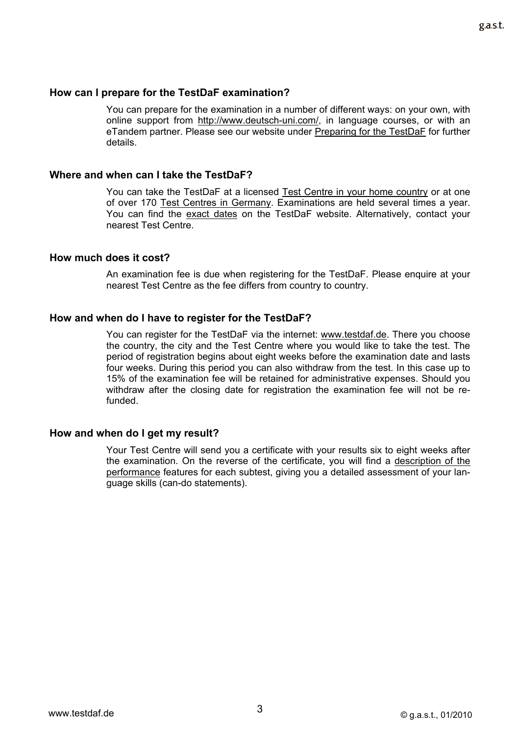### How can I prepare for the TestDaF examination?

You can prepare for the examination in a number of different ways: on your own, with online support from http://www.deutsch-uni.com/, in language courses, or with an eTandem partner. Please see our website under Preparing for the TestDaF for further details.

### Where and when can I take the TestDaF?

You can take the TestDaF at a licensed Test Centre in your home country or at one of over 170 Test Centres in Germany. Examinations are held several times a year. You can find the exact dates on the TestDaF website. Alternatively, contact your nearest Test Centre.

### How much does it cost?

An examination fee is due when registering for the TestDaF. Please enquire at your nearest Test Centre as the fee differs from country to country.

### How and when do I have to register for the TestDaF?

You can register for the TestDaF via the internet: www.testdaf.de. There you choose the country, the city and the Test Centre where you would like to take the test. The period of registration begins about eight weeks before the examination date and lasts four weeks. During this period you can also withdraw from the test. In this case up to 15% of the examination fee will be retained for administrative expenses. Should you withdraw after the closing date for registration the examination fee will not be refunded.

### How and when do I get my result?

Your Test Centre will send you a certificate with your results six to eight weeks after the examination. On the reverse of the certificate, you will find a description of the performance features for each subtest, giving you a detailed assessment of your language skills (can-do statements).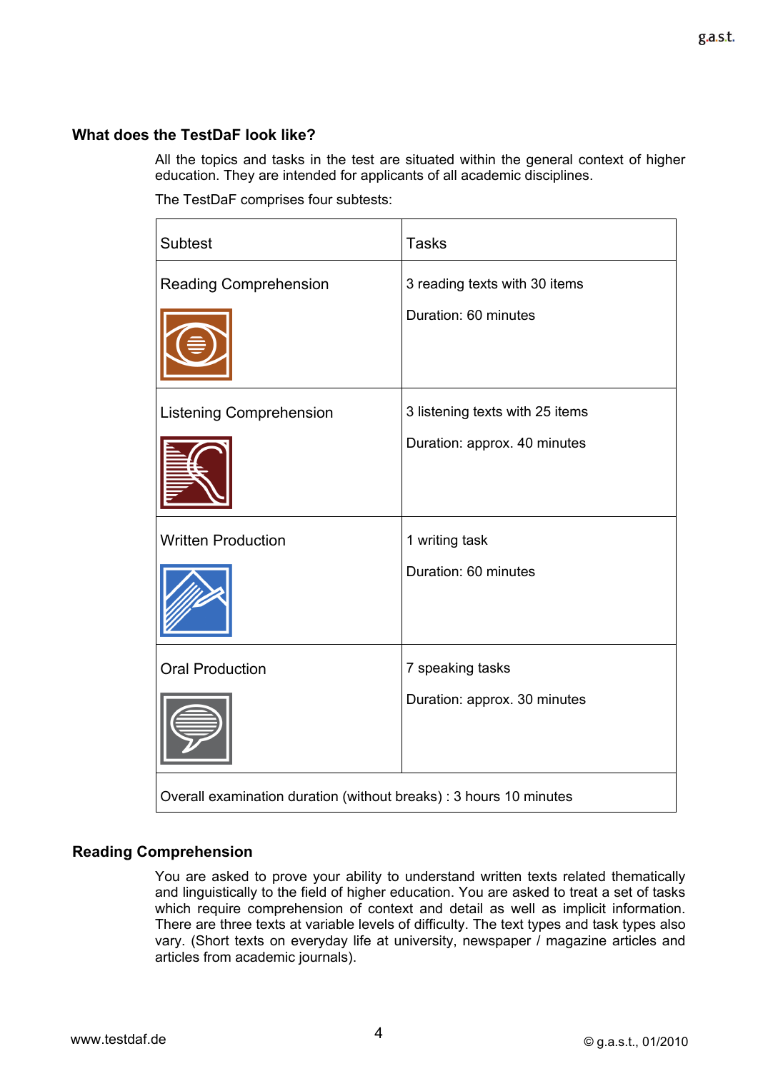## What does the TestDaF look like?

All the topics and tasks in the test are situated within the general context of higher education. They are intended for applicants of all academic disciplines.

The TestDaF comprises four subtests:

| Subtest | Tasks |
|---|---|
| Reading Comprehension | 3 reading texts with 30 items<br><br>Duration: 60 minutes |
| Listening Comprehension | 3 listening texts with 25 items<br><br>Duration: approx. 40 minutes |
| Written Production | 1 writing task<br><br>Duration: 60 minutes |
| Oral Production | 7 speaking tasks<br><br>Duration: approx. 30 minutes |
| Overall examination duration (without breaks) : 3 hours 10 minutes | |

## Reading Comprehension

You are asked to prove your ability to understand written texts related thematically and linguistically to the field of higher education. You are asked to treat a set of tasks which require comprehension of context and detail as well as implicit information. There are three texts at variable levels of difficulty. The text types and task types also vary. (Short texts on everyday life at university, newspaper / magazine articles and articles from academic journals).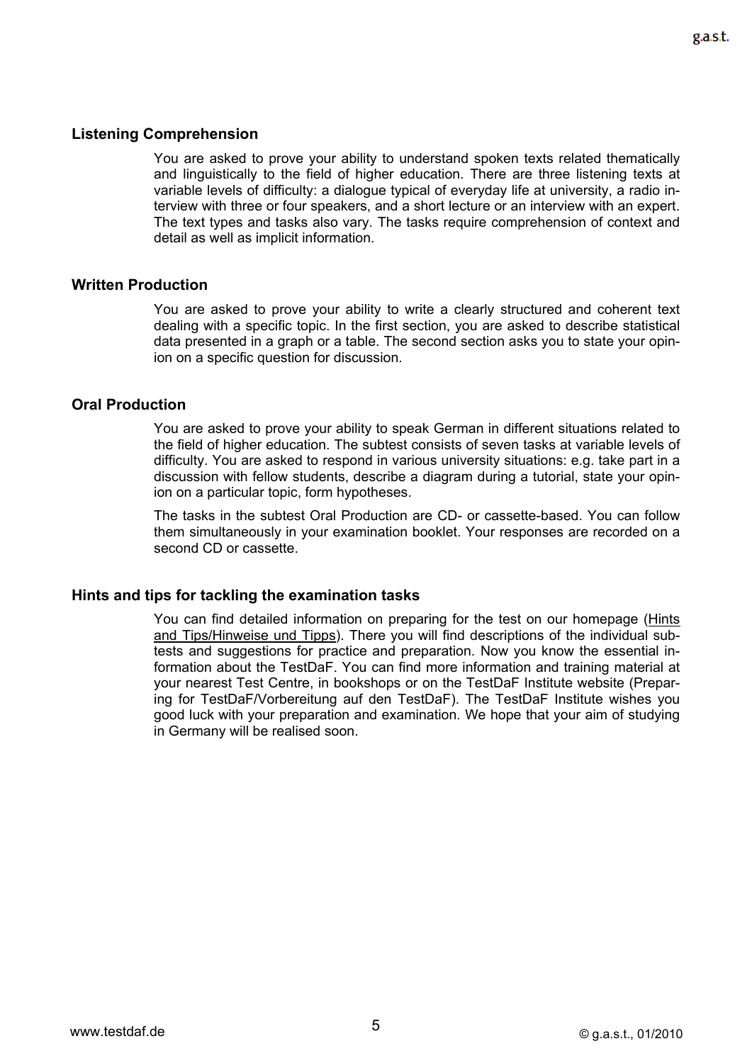## Listening Comprehension

You are asked to prove your ability to understand spoken texts related thematically and linguistically to the field of higher education. There are three listening texts at variable levels of difficulty: a dialogue typical of everyday life at university, a radio interview with three or four speakers, and a short lecture or an interview with an expert. The text types and tasks also vary. The tasks require comprehension of context and detail as well as implicit information.

## Written Production

You are asked to prove your ability to write a clearly structured and coherent text dealing with a specific topic. In the first section, you are asked to describe statistical data presented in a graph or a table. The second section asks you to state your opinion on a specific question for discussion.

## Oral Production

You are asked to prove your ability to speak German in different situations related to the field of higher education. The subtest consists of seven tasks at variable levels of difficulty. You are asked to respond in various university situations: e.g. take part in a discussion with fellow students, describe a diagram during a tutorial, state your opinion on a particular topic, form hypotheses.

The tasks in the subtest Oral Production are CD- or cassette-based. You can follow them simultaneously in your examination booklet. Your responses are recorded on a second CD or cassette.

## Hints and tips for tackling the examination tasks

You can find detailed information on preparing for the test on our homepage (Hints and Tips/Hinweise und Tipps). There you will find descriptions of the individual subtests and suggestions for practice and preparation. Now you know the essential information about the TestDaF. You can find more information and training material at your nearest Test Centre, in bookshops or on the TestDaF Institute website (Preparing for TestDaF/Vorbereitung auf den TestDaF). The TestDaF Institute wishes you good luck with your preparation and examination. We hope that your aim of studying in Germany will be realised soon.